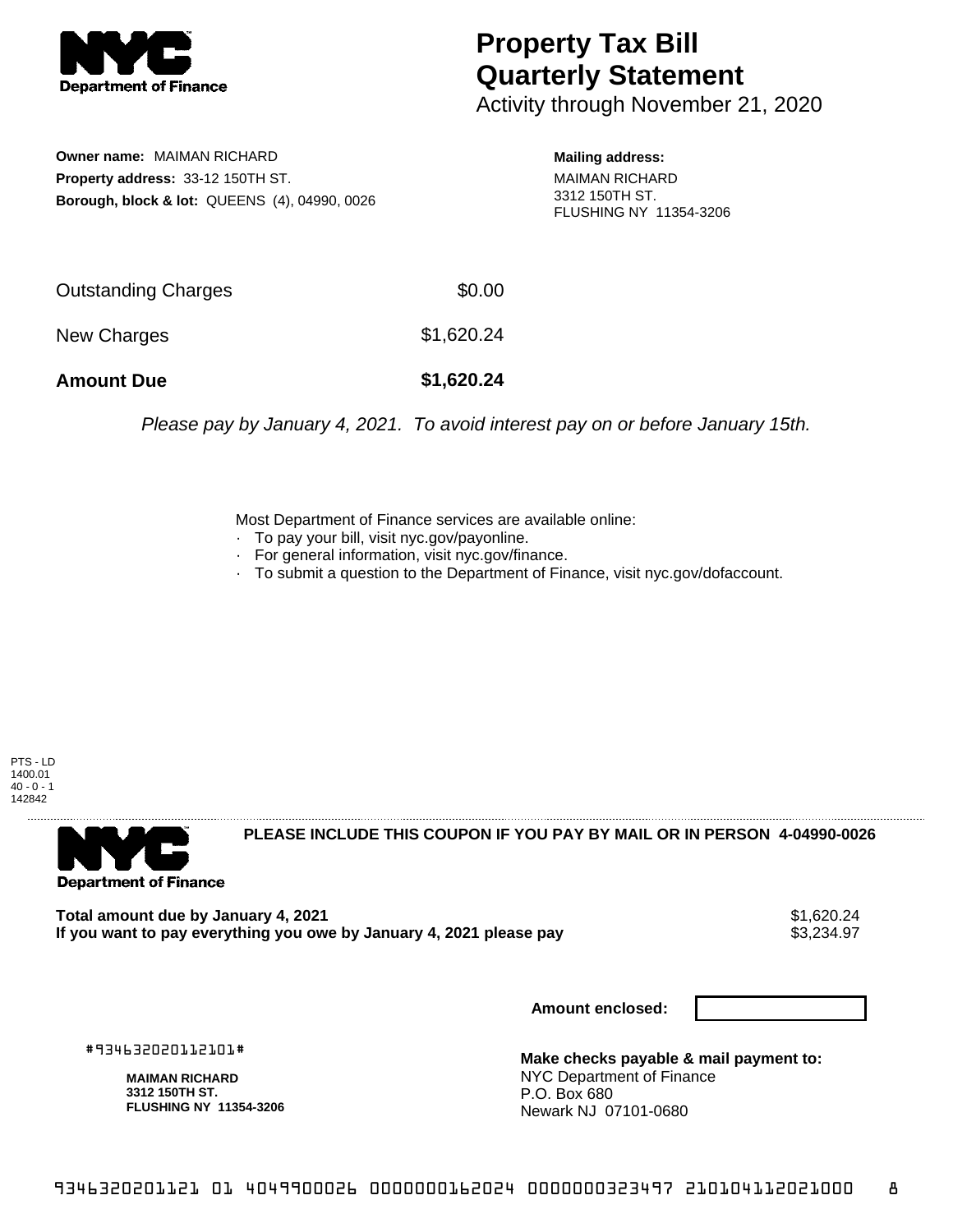# Property Tax Bill Quarterly Statement

Activity through November 21, 2020

**Owner name:** MAIMAN RICHARD
**Property address:** 33-12 150TH ST.
**Borough, block & lot:** QUEENS (4), 04990, 0026

**Mailing address:**
MAIMAN RICHARD
3312 150TH ST.
FLUSHING NY 11354-3206

| | |
|---|---|
| Outstanding Charges | $0.00 |
| New Charges | $1,620.24 |
| **Amount Due** | **$1,620.24** |

*Please pay by January 4, 2021. To avoid interest pay on or before January 15th.*

Most Department of Finance services are available online:
- To pay your bill, visit nyc.gov/payonline.
- For general information, visit nyc.gov/finance.
- To submit a question to the Department of Finance, visit nyc.gov/dofaccount.

PTS - LD
1400.01
40 - 0 - 1
142842

**PLEASE INCLUDE THIS COUPON IF YOU PAY BY MAIL OR IN PERSON 4-04990-0026**

| | |
|---|---|
| **Total amount due by January 4, 2021** | $1,620.24 |
| **If you want to pay everything you owe by January 4, 2021 please pay** | $3,234.97 |

**Amount enclosed:**

#934632020112101#

**MAIMAN RICHARD**
**3312 150TH ST.**
**FLUSHING NY 11354-3206**

**Make checks payable & mail payment to:**
NYC Department of Finance
P.O. Box 680
Newark NJ 07101-0680

9346320201121 01 4049900026 0000000162024 0000000323497 210104112021000 8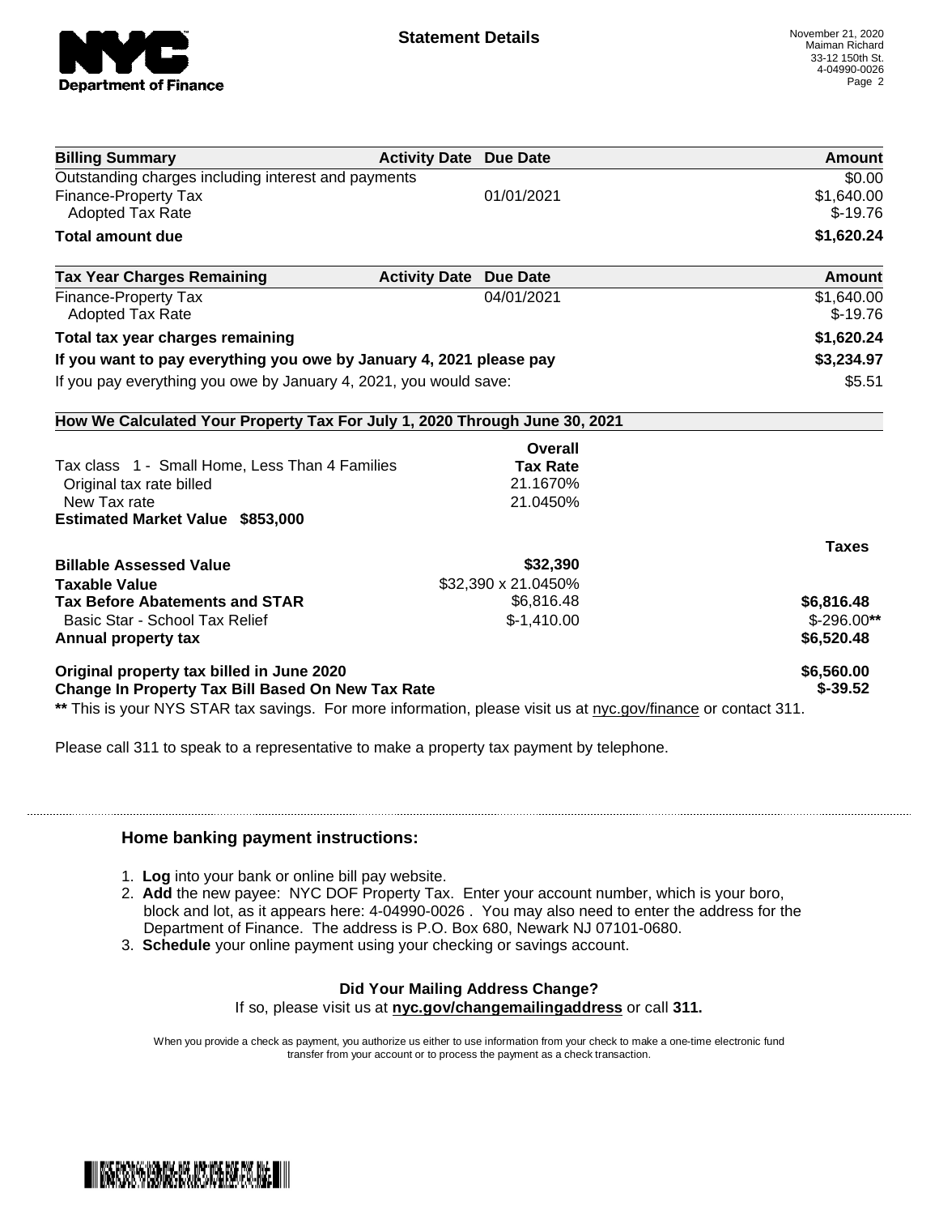## Statement Details

November 21, 2020
Maiman Richard
33-12 150th St.
4-04990-0026

| Billing Summary | Activity Date | Due Date | Amount |
|---|---|---|---|
| Outstanding charges including interest and payments | | | $0.00 |
| Finance-Property Tax | | 01/01/2021 | $1,640.00 |
| Adopted Tax Rate | | | $-19.76 |
| **Total amount due** | | | **$1,620.24** |

| Tax Year Charges Remaining | Activity Date | Due Date | Amount |
|---|---|---|---|
| Finance-Property Tax | | 04/01/2021 | $1,640.00 |
| Adopted Tax Rate | | | $-19.76 |
| **Total tax year charges remaining** | | | **$1,620.24** |
| **If you want to pay everything you owe by January 4, 2021 please pay** | | | **$3,234.97** |
| If you pay everything you owe by January 4, 2021, you would save: | | | $5.51 |

**How We Calculated Your Property Tax For July 1, 2020 Through June 30, 2021**

| | Overall Tax Rate | Taxes |
|---|---|---|
| Tax class 1 - Small Home, Less Than 4 Families | | |
| Original tax rate billed | 21.1670% | |
| New Tax rate | 21.0450% | |
| **Estimated Market Value $853,000** | | |
| **Billable Assessed Value** | **$32,390** | |
| **Taxable Value** | $32,390 x 21.0450% | |
| **Tax Before Abatements and STAR** | $6,816.48 | **$6,816.48** |
| Basic Star - School Tax Relief | $-1,410.00 | $-296.00** |
| **Annual property tax** | | **$6,520.48** |
| **Original property tax billed in June 2020** | | **$6,560.00** |
| **Change In Property Tax Bill Based On New Tax Rate** | | **$-39.52** |

** This is your NYS STAR tax savings. For more information, please visit us at nyc.gov/finance or contact 311.

Please call 311 to speak to a representative to make a property tax payment by telephone.

### Home banking payment instructions:

1. **Log** into your bank or online bill pay website.
2. **Add** the new payee: NYC DOF Property Tax. Enter your account number, which is your boro, block and lot, as it appears here: 4-04990-0026 . You may also need to enter the address for the Department of Finance. The address is P.O. Box 680, Newark NJ 07101-0680.
3. **Schedule** your online payment using your checking or savings account.

**Did Your Mailing Address Change?**
If so, please visit us at **nyc.gov/changemailingaddress** or call **311.**

When you provide a check as payment, you authorize us either to use information from your check to make a one-time electronic fund transfer from your account or to process the payment as a check transaction.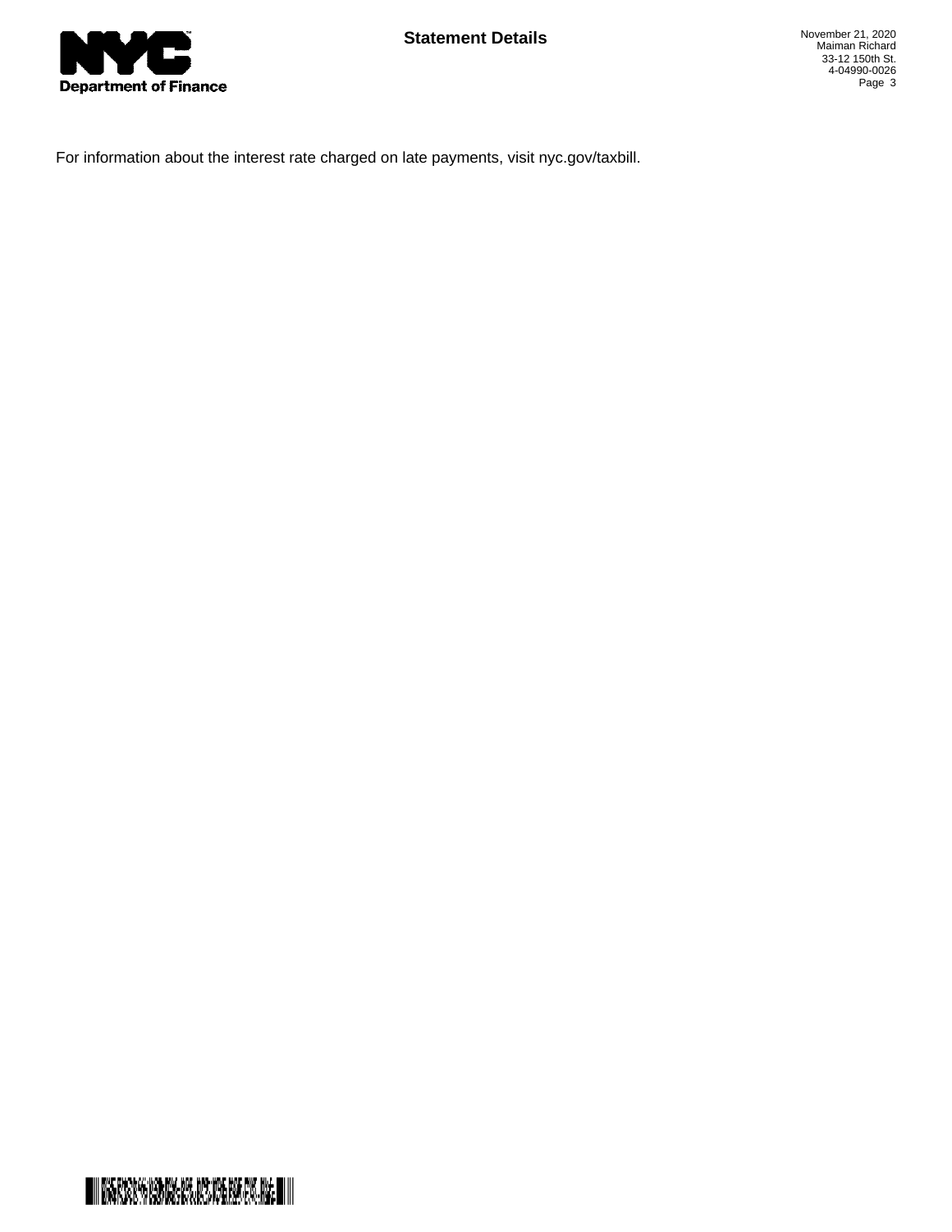For information about the interest rate charged on late payments, visit nyc.gov/taxbill.